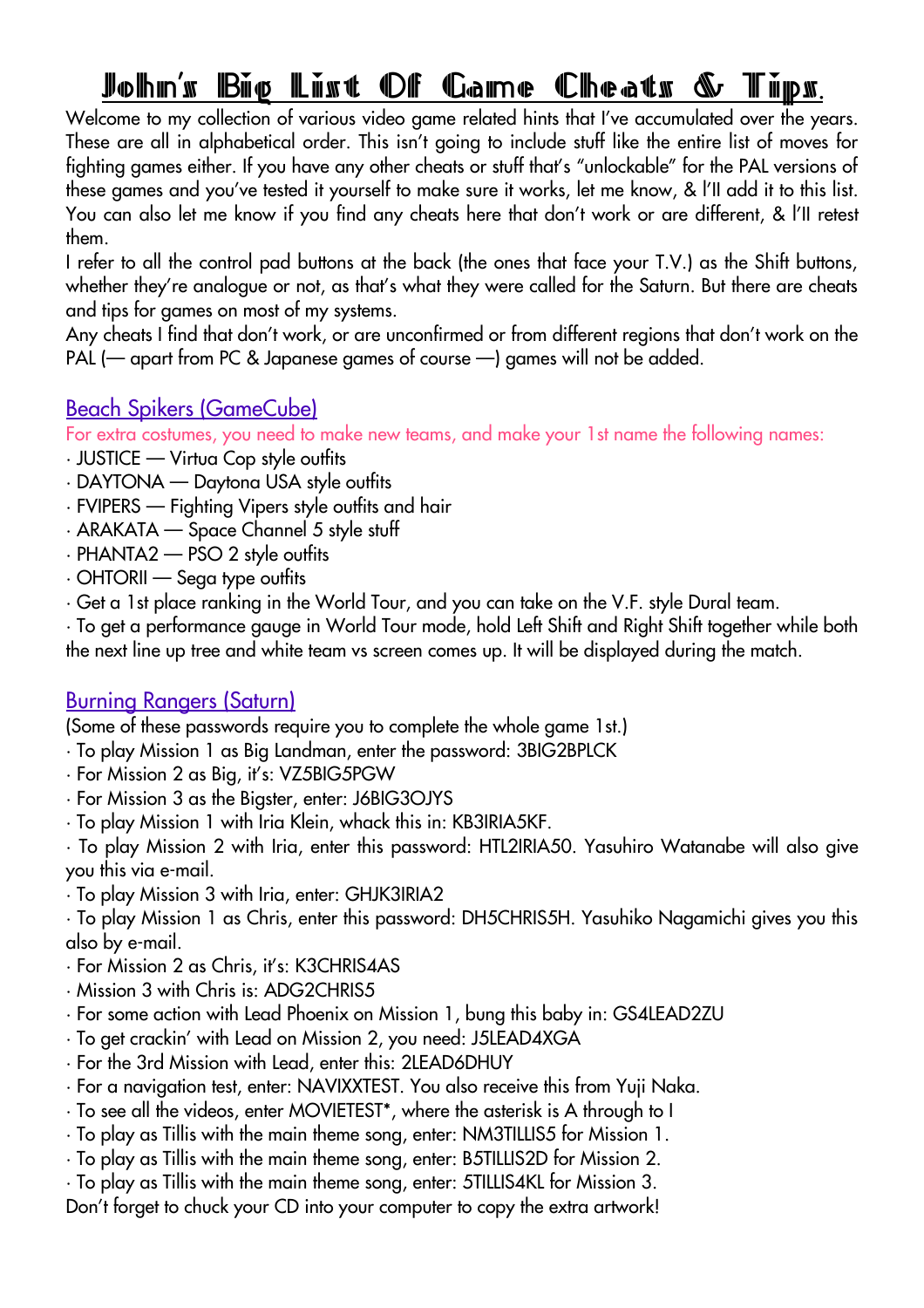# John's Big List Of Game Cheats & Tips.

Welcome to my collection of various video game related hints that I've accumulated over the years. These are all in alphabetical order. This isn't going to include stuff like the entire list of moves for fighting games either. If you have any other cheats or stuff that's "unlockable" for the PAL versions of these games and you've tested it yourself to make sure it works, let me know, & I'll add it to this list. You can also let me know if you find any cheats here that don't work or are different, & I'll retest them.

I refer to all the control pad buttons at the back (the ones that face your T.V.) as the Shift buttons, whether they're analogue or not, as that's what they were called for the Saturn. But there are cheats and tips for games on most of my systems.

Any cheats I find that don't work, or are unconfirmed or from different regions that don't work on the PAL (— apart from PC & Japanese games of course —) games will not be added.

## Beach Spikers (GameCube)

For extra costumes, you need to make new teams, and make your 1st name the following names:

- JUSTICE — Virtua Cop style outfits
- DAYTONA — Daytona USA style outfits
- FVIPERS — Fighting Vipers style outfits and hair
- ARAKATA — Space Channel 5 style stuff
- PHANTA2 — PSO 2 style outfits
- OHTORII — Sega type outfits
- Get a 1st place ranking in the World Tour, and you can take on the V.F. style Dural team.
- To get a performance gauge in World Tour mode, hold Left Shift and Right Shift together while both the next line up tree and white team vs screen comes up. It will be displayed during the match.

## Burning Rangers (Saturn)

(Some of these passwords require you to complete the whole game 1st.)

- To play Mission 1 as Big Landman, enter the password: 3BIG2BPLCK
- For Mission 2 as Big, it's: VZ5BIG5PGW
- For Mission 3 as the Bigster, enter: J6BIG3OJYS
- To play Mission 1 with Iria Klein, whack this in: KB3IRIA5KF.
- To play Mission 2 with Iria, enter this password: HTL2IRIA50. Yasuhiro Watanabe will also give you this via e-mail.
- To play Mission 3 with Iria, enter: GHJK3IRIA2
- To play Mission 1 as Chris, enter this password: DH5CHRIS5H. Yasuhiko Nagamichi gives you this also by e-mail.
- For Mission 2 as Chris, it's: K3CHRIS4AS
- Mission 3 with Chris is: ADG2CHRIS5
- For some action with Lead Phoenix on Mission 1, bung this baby in: GS4LEAD2ZU
- To get crackin' with Lead on Mission 2, you need: J5LEAD4XGA
- For the 3rd Mission with Lead, enter this: 2LEAD6DHUY
- For a navigation test, enter: NAVIXXTEST. You also receive this from Yuji Naka.
- To see all the videos, enter MOVIETEST*, where the asterisk is A through to I
- To play as Tillis with the main theme song, enter: NM3TILLIS5 for Mission 1.
- To play as Tillis with the main theme song, enter: B5TILLIS2D for Mission 2.
- To play as Tillis with the main theme song, enter: 5TILLIS4KL for Mission 3.

Don't forget to chuck your CD into your computer to copy the extra artwork!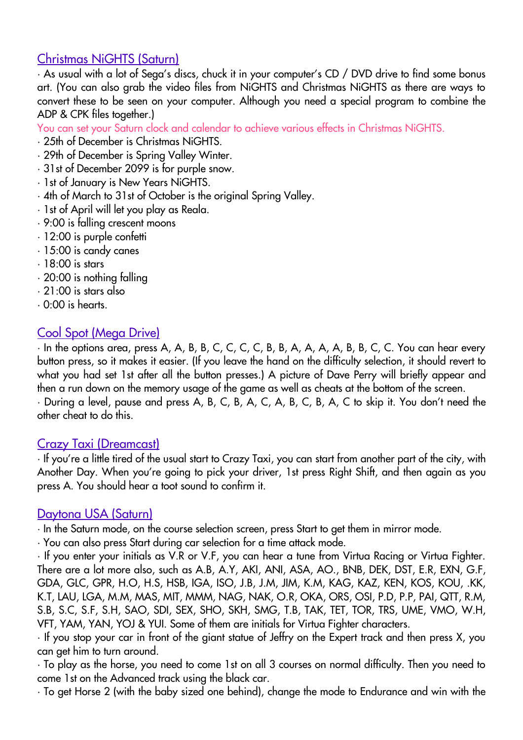## Christmas NiGHTS (Saturn)

· As usual with a lot of Sega's discs, chuck it in your computer's CD / DVD drive to find some bonus art. (You can also grab the video files from NiGHTS and Christmas NiGHTS as there are ways to convert these to be seen on your computer. Although you need a special program to combine the ADP & CPK files together.)

You can set your Saturn clock and calendar to achieve various effects in Christmas NiGHTS.

· 25th of December is Christmas NiGHTS.
· 29th of December is Spring Valley Winter.
· 31st of December 2099 is for purple snow.
· 1st of January is New Years NiGHTS.
· 4th of March to 31st of October is the original Spring Valley.
· 1st of April will let you play as Reala.
· 9:00 is falling crescent moons
· 12:00 is purple confetti
· 15:00 is candy canes
· 18:00 is stars
· 20:00 is nothing falling
· 21:00 is stars also
· 0:00 is hearts.

## Cool Spot (Mega Drive)

· In the options area, press A, A, B, B, C, C, C, C, B, B, A, A, A, A, B, B, C, C. You can hear every button press, so it makes it easier. (If you leave the hand on the difficulty selection, it should revert to what you had set 1st after all the button presses.) A picture of Dave Perry will briefly appear and then a run down on the memory usage of the game as well as cheats at the bottom of the screen.
· During a level, pause and press A, B, C, B, A, C, A, B, C, B, A, C to skip it. You don't need the other cheat to do this.

## Crazy Taxi (Dreamcast)

· If you're a little tired of the usual start to Crazy Taxi, you can start from another part of the city, with Another Day. When you're going to pick your driver, 1st press Right Shift, and then again as you press A. You should hear a toot sound to confirm it.

## Daytona USA (Saturn)

· In the Saturn mode, on the course selection screen, press Start to get them in mirror mode.
· You can also press Start during car selection for a time attack mode.
· If you enter your initials as V.R or V.F, you can hear a tune from Virtua Racing or Virtua Fighter. There are a lot more also, such as A.B, A.Y, AKI, ANI, ASA, AO., BNB, DEK, DST, E.R, EXN, G.F, GDA, GLC, GPR, H.O, H.S, HSB, IGA, ISO, J.B, J.M, JIM, K.M, KAG, KAZ, KEN, KOS, KOU, .KK, K.T, LAU, LGA, M.M, MAS, MIT, MMM, NAG, NAK, O.R, OKA, ORS, OSI, P.D, P.P, PAI, QTT, R.M, S.B, S.C, S.F, S.H, SAO, SDI, SEX, SHO, SKH, SMG, T.B, TAK, TET, TOR, TRS, UME, VMO, W.H, VFT, YAM, YAN, YOJ & YUI. Some of them are initials for Virtua Fighter characters.
· If you stop your car in front of the giant statue of Jeffry on the Expert track and then press X, you can get him to turn around.
· To play as the horse, you need to come 1st on all 3 courses on normal difficulty. Then you need to come 1st on the Advanced track using the black car.
· To get Horse 2 (with the baby sized one behind), change the mode to Endurance and win with the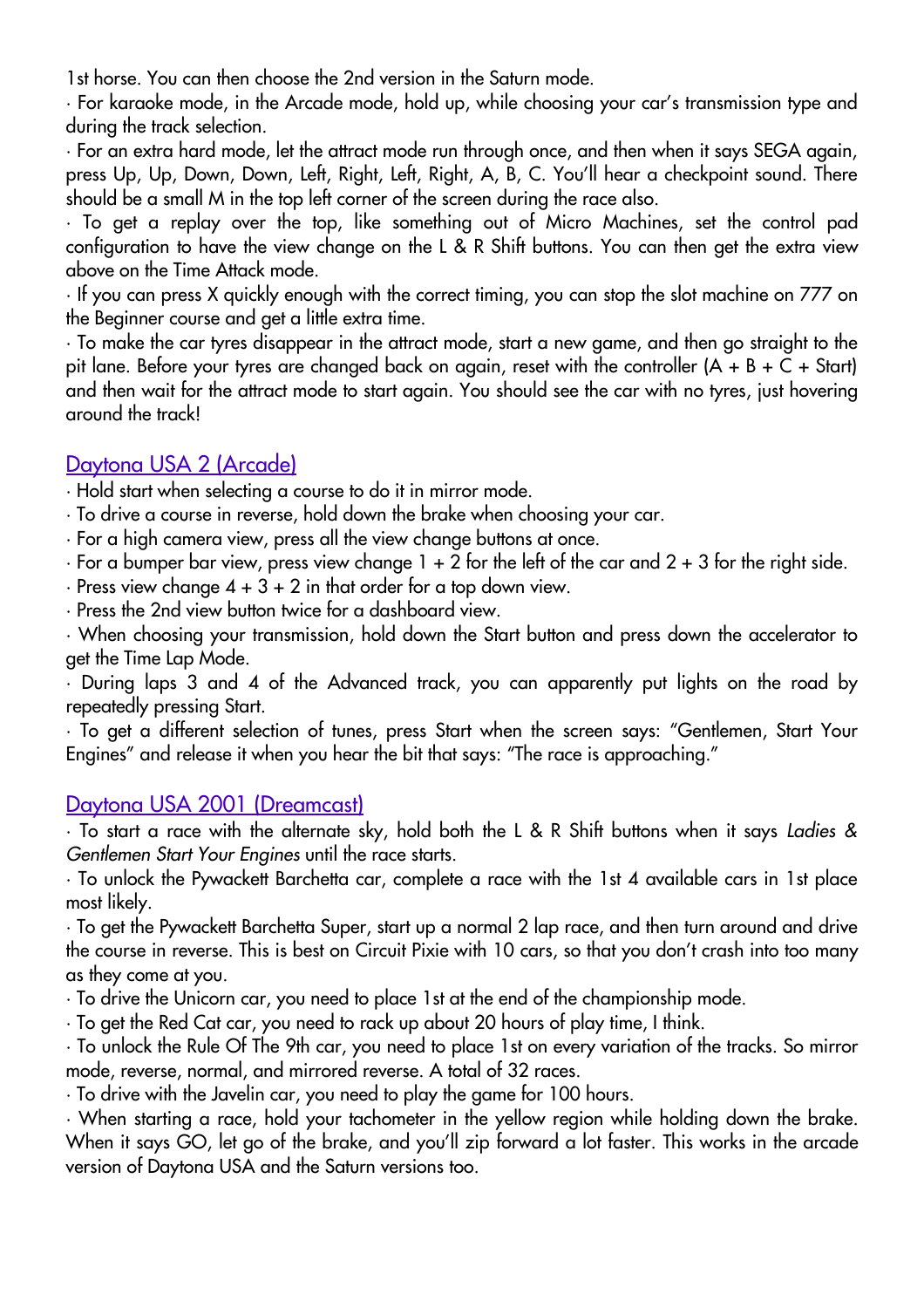1st horse. You can then choose the 2nd version in the Saturn mode.

· For karaoke mode, in the Arcade mode, hold up, while choosing your car's transmission type and during the track selection.

· For an extra hard mode, let the attract mode run through once, and then when it says SEGA again, press Up, Up, Down, Down, Left, Right, Left, Right, A, B, C. You'll hear a checkpoint sound. There should be a small M in the top left corner of the screen during the race also.

· To get a replay over the top, like something out of Micro Machines, set the control pad configuration to have the view change on the L & R Shift buttons. You can then get the extra view above on the Time Attack mode.

· If you can press X quickly enough with the correct timing, you can stop the slot machine on 777 on the Beginner course and get a little extra time.

· To make the car tyres disappear in the attract mode, start a new game, and then go straight to the pit lane. Before your tyres are changed back on again, reset with the controller (A + B + C + Start) and then wait for the attract mode to start again. You should see the car with no tyres, just hovering around the track!

## Daytona USA 2 (Arcade)

· Hold start when selecting a course to do it in mirror mode.

· To drive a course in reverse, hold down the brake when choosing your car.

· For a high camera view, press all the view change buttons at once.

· For a bumper bar view, press view change 1 + 2 for the left of the car and 2 + 3 for the right side.

· Press view change 4 + 3 + 2 in that order for a top down view.

· Press the 2nd view button twice for a dashboard view.

· When choosing your transmission, hold down the Start button and press down the accelerator to get the Time Lap Mode.

· During laps 3 and 4 of the Advanced track, you can apparently put lights on the road by repeatedly pressing Start.

· To get a different selection of tunes, press Start when the screen says: "Gentlemen, Start Your Engines" and release it when you hear the bit that says: "The race is approaching."

## Daytona USA 2001 (Dreamcast)

· To start a race with the alternate sky, hold both the L & R Shift buttons when it says *Ladies & Gentlemen Start Your Engines* until the race starts.

· To unlock the Pywackett Barchetta car, complete a race with the 1st 4 available cars in 1st place most likely.

· To get the Pywackett Barchetta Super, start up a normal 2 lap race, and then turn around and drive the course in reverse. This is best on Circuit Pixie with 10 cars, so that you don't crash into too many as they come at you.

· To drive the Unicorn car, you need to place 1st at the end of the championship mode.

· To get the Red Cat car, you need to rack up about 20 hours of play time, I think.

· To unlock the Rule Of The 9th car, you need to place 1st on every variation of the tracks. So mirror mode, reverse, normal, and mirrored reverse. A total of 32 races.

· To drive with the Javelin car, you need to play the game for 100 hours.

· When starting a race, hold your tachometer in the yellow region while holding down the brake. When it says GO, let go of the brake, and you'll zip forward a lot faster. This works in the arcade version of Daytona USA and the Saturn versions too.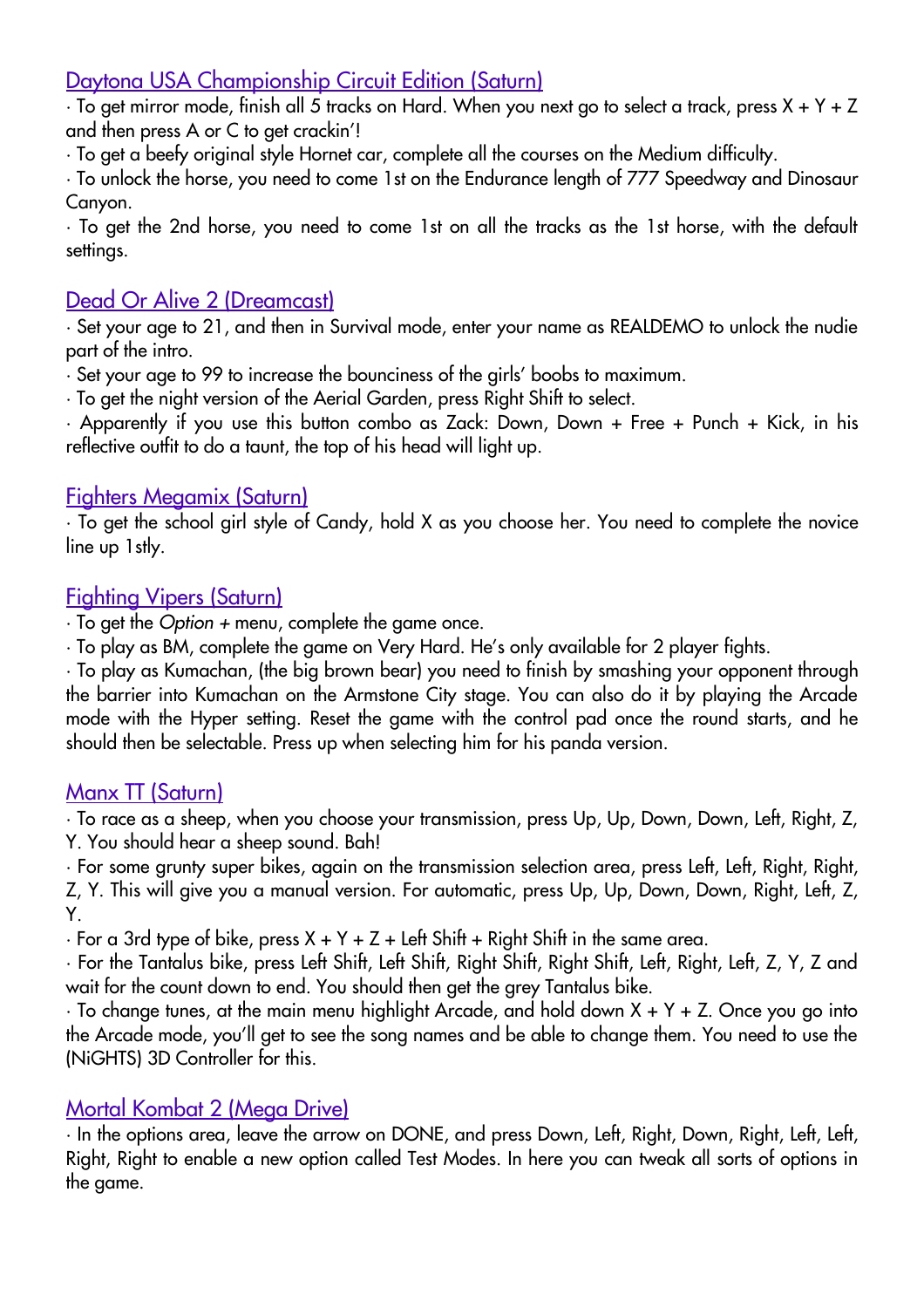## Daytona USA Championship Circuit Edition (Saturn)

· To get mirror mode, finish all 5 tracks on Hard. When you next go to select a track, press X + Y + Z and then press A or C to get crackin'!

· To get a beefy original style Hornet car, complete all the courses on the Medium difficulty.

· To unlock the horse, you need to come 1st on the Endurance length of 777 Speedway and Dinosaur Canyon.

· To get the 2nd horse, you need to come 1st on all the tracks as the 1st horse, with the default settings.

## Dead Or Alive 2 (Dreamcast)

· Set your age to 21, and then in Survival mode, enter your name as REALDEMO to unlock the nudie part of the intro.

· Set your age to 99 to increase the bounciness of the girls' boobs to maximum.

· To get the night version of the Aerial Garden, press Right Shift to select.

· Apparently if you use this button combo as Zack: Down, Down + Free + Punch + Kick, in his reflective outfit to do a taunt, the top of his head will light up.

## Fighters Megamix (Saturn)

· To get the school girl style of Candy, hold X as you choose her. You need to complete the novice line up 1stly.

## Fighting Vipers (Saturn)

· To get the *Option +* menu, complete the game once.

· To play as BM, complete the game on Very Hard. He's only available for 2 player fights.

· To play as Kumachan, (the big brown bear) you need to finish by smashing your opponent through the barrier into Kumachan on the Armstone City stage. You can also do it by playing the Arcade mode with the Hyper setting. Reset the game with the control pad once the round starts, and he should then be selectable. Press up when selecting him for his panda version.

## Manx TT (Saturn)

· To race as a sheep, when you choose your transmission, press Up, Up, Down, Down, Left, Right, Z, Y. You should hear a sheep sound. Bah!

· For some grunty super bikes, again on the transmission selection area, press Left, Left, Right, Right, Z, Y. This will give you a manual version. For automatic, press Up, Up, Down, Down, Right, Left, Z, Y.

· For a 3rd type of bike, press X + Y + Z + Left Shift + Right Shift in the same area.

· For the Tantalus bike, press Left Shift, Left Shift, Right Shift, Right Shift, Left, Right, Left, Z, Y, Z and wait for the count down to end. You should then get the grey Tantalus bike.

· To change tunes, at the main menu highlight Arcade, and hold down X + Y + Z. Once you go into the Arcade mode, you'll get to see the song names and be able to change them. You need to use the (NiGHTS) 3D Controller for this.

## Mortal Kombat 2 (Mega Drive)

· In the options area, leave the arrow on DONE, and press Down, Left, Right, Down, Right, Left, Left, Right, Right to enable a new option called Test Modes. In here you can tweak all sorts of options in the game.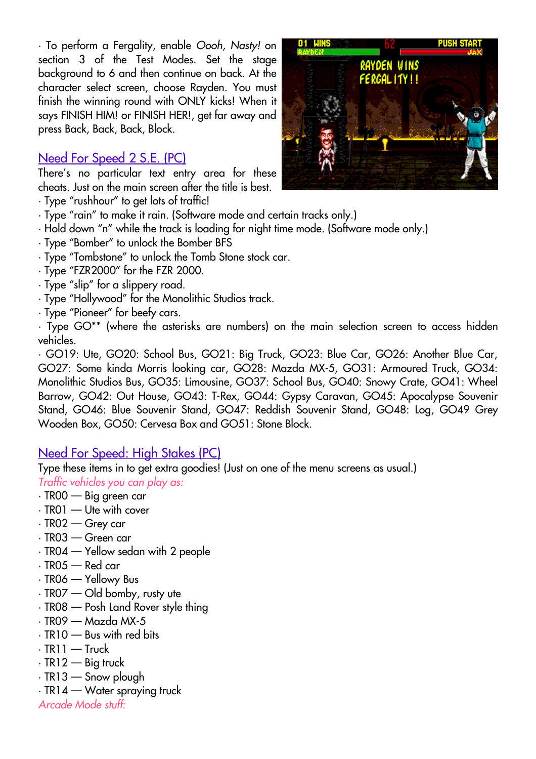· To perform a Fergality, enable *Oooh, Nasty!* on section 3 of the Test Modes. Set the stage background to 6 and then continue on back. At the character select screen, choose Rayden. You must finish the winning round with ONLY kicks! When it says FINISH HIM! or FINISH HER!, get far away and press Back, Back, Back, Block.

## Need For Speed 2 S.E. (PC)

There's no particular text entry area for these cheats. Just on the main screen after the title is best.

· Type "rushhour" to get lots of traffic!
· Type "rain" to make it rain. (Software mode and certain tracks only.)
· Hold down "n" while the track is loading for night time mode. (Software mode only.)
· Type "Bomber" to unlock the Bomber BFS
· Type "Tombstone" to unlock the Tomb Stone stock car.
· Type "FZR2000" for the FZR 2000.
· Type "slip" for a slippery road.
· Type "Hollywood" for the Monolithic Studios track.
· Type "Pioneer" for beefy cars.
· Type GO** (where the asterisks are numbers) on the main selection screen to access hidden vehicles.
· GO19: Ute, GO20: School Bus, GO21: Big Truck, GO23: Blue Car, GO26: Another Blue Car, GO27: Some kinda Morris looking car, GO28: Mazda MX-5, GO31: Armoured Truck, GO34: Monolithic Studios Bus, GO35: Limousine, GO37: School Bus, GO40: Snowy Crate, GO41: Wheel Barrow, GO42: Out House, GO43: T-Rex, GO44: Gypsy Caravan, GO45: Apocalypse Souvenir Stand, GO46: Blue Souvenir Stand, GO47: Reddish Souvenir Stand, GO48: Log, GO49 Grey Wooden Box, GO50: Cervesa Box and GO51: Stone Block.

## Need For Speed: High Stakes (PC)

Type these items in to get extra goodies! (Just on one of the menu screens as usual.)

*Traffic vehicles you can play as:*

· TR00 — Big green car
· TR01 — Ute with cover
· TR02 — Grey car
· TR03 — Green car
· TR04 — Yellow sedan with 2 people
· TR05 — Red car
· TR06 — Yellowy Bus
· TR07 — Old bomby, rusty ute
· TR08 — Posh Land Rover style thing
· TR09 — Mazda MX-5
· TR10 — Bus with red bits
· TR11 — Truck
· TR12 — Big truck
· TR13 — Snow plough
· TR14 — Water spraying truck

*Arcade Mode stuff:*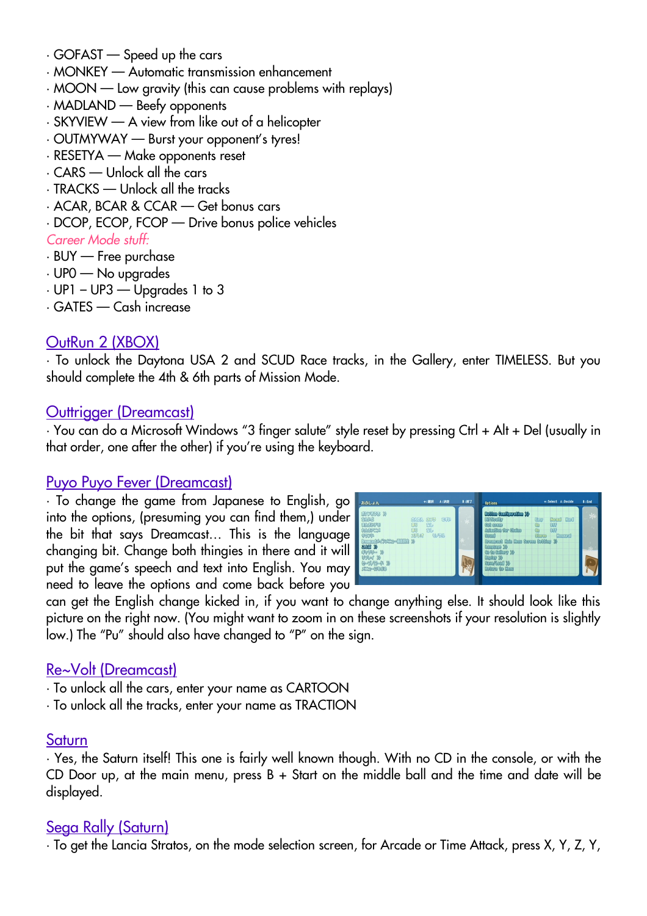· GOFAST — Speed up the cars
· MONKEY — Automatic transmission enhancement
· MOON — Low gravity (this can cause problems with replays)
· MADLAND — Beefy opponents
· SKYVIEW — A view from like out of a helicopter
· OUTMYWAY — Burst your opponent's tyres!
· RESETYA — Make opponents reset
· CARS — Unlock all the cars
· TRACKS — Unlock all the tracks
· ACAR, BCAR & CCAR — Get bonus cars
· DCOP, ECOP, FCOP — Drive bonus police vehicles

*Career Mode stuff:*

· BUY — Free purchase
· UP0 — No upgrades
· UP1 – UP3 — Upgrades 1 to 3
· GATES — Cash increase

## OutRun 2 (XBOX)

· To unlock the Daytona USA 2 and SCUD Race tracks, in the Gallery, enter TIMELESS. But you should complete the 4th & 6th parts of Mission Mode.

## Outtrigger (Dreamcast)

· You can do a Microsoft Windows "3 finger salute" style reset by pressing Ctrl + Alt + Del (usually in that order, one after the other) if you're using the keyboard.

## Puyo Puyo Fever (Dreamcast)

· To change the game from Japanese to English, go into the options, (presuming you can find them,) under the bit that says Dreamcast… This is the language changing bit. Change both thingies in there and it will put the game's speech and text into English. You may need to leave the options and come back before you can get the English change kicked in, if you want to change anything else. It should look like this picture on the right now. (You might want to zoom in on these screenshots if your resolution is slightly low.) The "Pu" should also have changed to "P" on the sign.

## Re~Volt (Dreamcast)

· To unlock all the cars, enter your name as CARTOON
· To unlock all the tracks, enter your name as TRACTION

## Saturn

· Yes, the Saturn itself! This one is fairly well known though. With no CD in the console, or with the CD Door up, at the main menu, press B + Start on the middle ball and the time and date will be displayed.

## Sega Rally (Saturn)

· To get the Lancia Stratos, on the mode selection screen, for Arcade or Time Attack, press X, Y, Z, Y,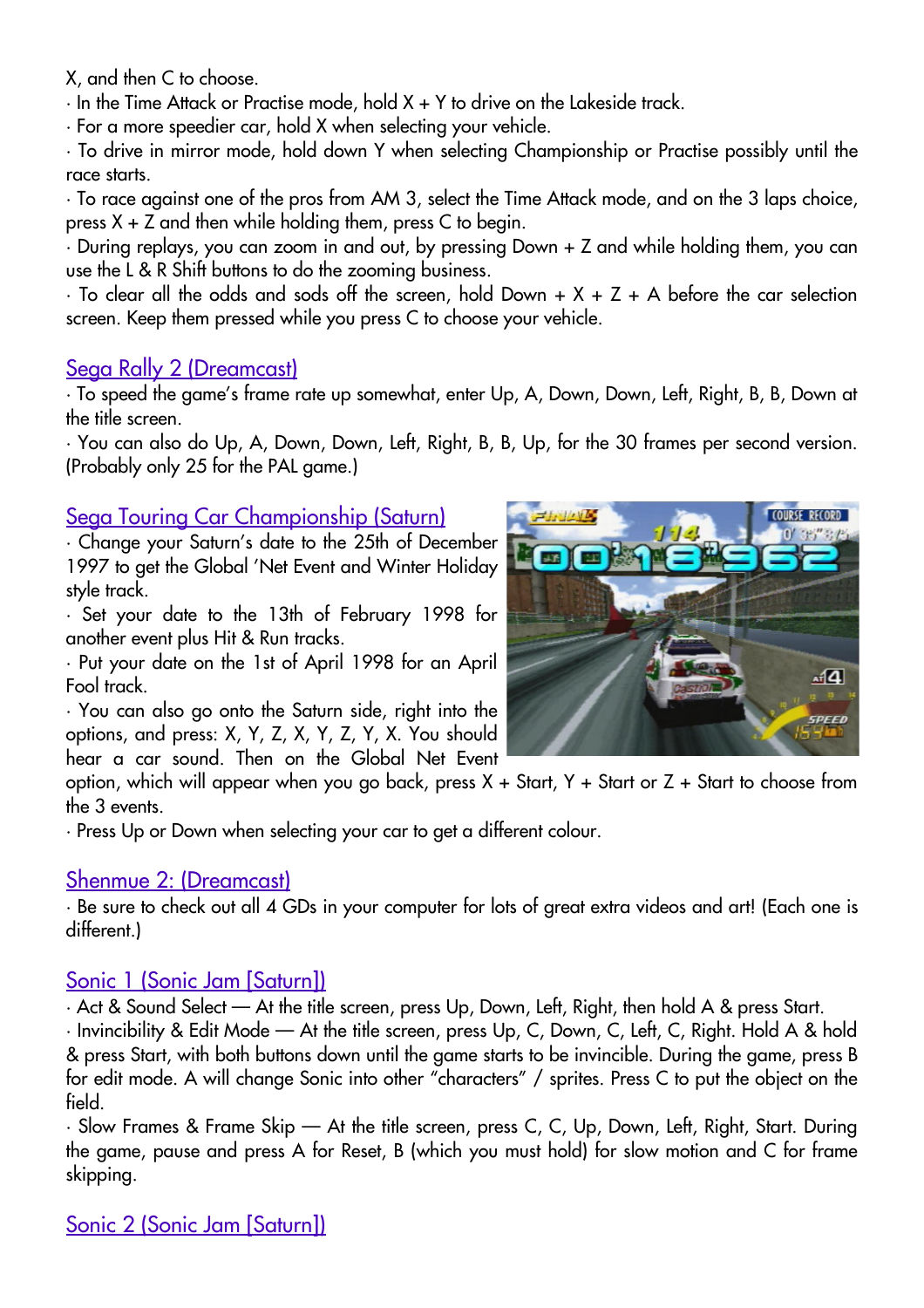X, and then C to choose.

- In the Time Attack or Practise mode, hold X + Y to drive on the Lakeside track.
- For a more speedier car, hold X when selecting your vehicle.
- To drive in mirror mode, hold down Y when selecting Championship or Practise possibly until the race starts.
- To race against one of the pros from AM 3, select the Time Attack mode, and on the 3 laps choice, press X + Z and then while holding them, press C to begin.
- During replays, you can zoom in and out, by pressing Down + Z and while holding them, you can use the L & R Shift buttons to do the zooming business.
- To clear all the odds and sods off the screen, hold Down + X + Z + A before the car selection screen. Keep them pressed while you press C to choose your vehicle.

## Sega Rally 2 (Dreamcast)

- To speed the game's frame rate up somewhat, enter Up, A, Down, Down, Left, Right, B, B, Down at the title screen.
- You can also do Up, A, Down, Down, Left, Right, B, B, Up, for the 30 frames per second version. (Probably only 25 for the PAL game.)

## Sega Touring Car Championship (Saturn)

- Change your Saturn's date to the 25th of December 1997 to get the Global 'Net Event and Winter Holiday style track.
- Set your date to the 13th of February 1998 for another event plus Hit & Run tracks.
- Put your date on the 1st of April 1998 for an April Fool track.
- You can also go onto the Saturn side, right into the options, and press: X, Y, Z, X, Y, Z, Y, X. You should hear a car sound. Then on the Global Net Event option, which will appear when you go back, press X + Start, Y + Start or Z + Start to choose from the 3 events.
- Press Up or Down when selecting your car to get a different colour.

## Shenmue 2: (Dreamcast)

- Be sure to check out all 4 GDs in your computer for lots of great extra videos and art! (Each one is different.)

## Sonic 1 (Sonic Jam [Saturn])

- Act & Sound Select — At the title screen, press Up, Down, Left, Right, then hold A & press Start.
- Invincibility & Edit Mode — At the title screen, press Up, C, Down, C, Left, C, Right. Hold A & hold & press Start, with both buttons down until the game starts to be invincible. During the game, press B for edit mode. A will change Sonic into other "characters" / sprites. Press C to put the object on the field.
- Slow Frames & Frame Skip — At the title screen, press C, C, Up, Down, Left, Right, Start. During the game, pause and press A for Reset, B (which you must hold) for slow motion and C for frame skipping.

## Sonic 2 (Sonic Jam [Saturn])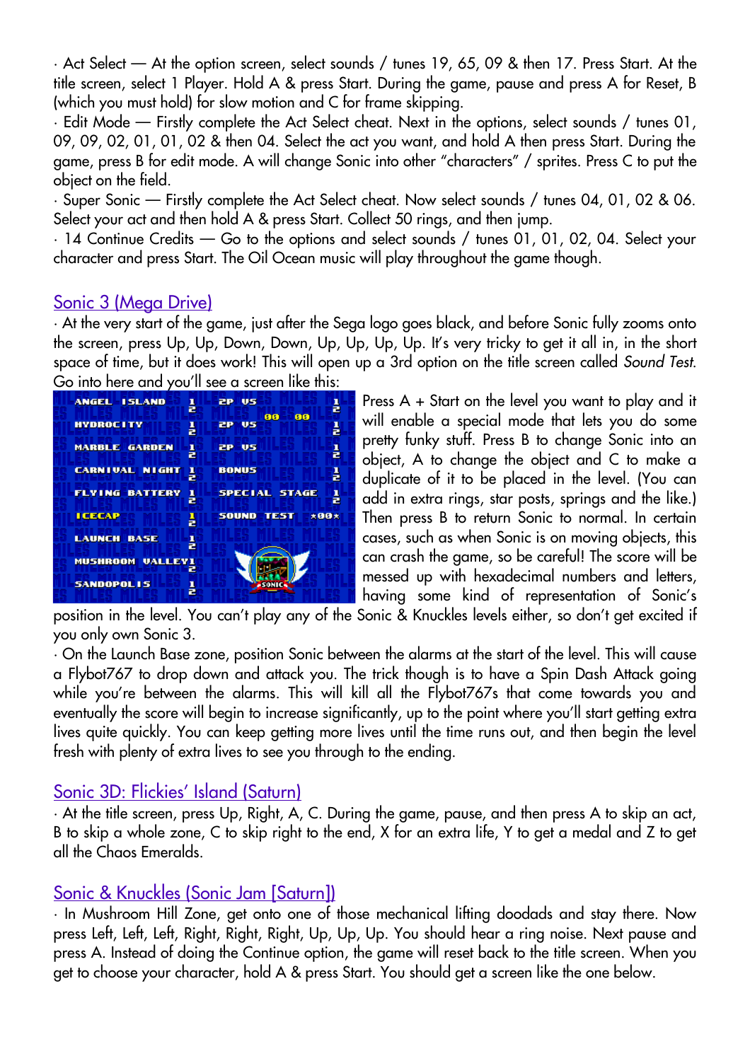· Act Select — At the option screen, select sounds / tunes 19, 65, 09 & then 17. Press Start. At the title screen, select 1 Player. Hold A & press Start. During the game, pause and press A for Reset, B (which you must hold) for slow motion and C for frame skipping.

· Edit Mode — Firstly complete the Act Select cheat. Next in the options, select sounds / tunes 01, 09, 09, 02, 01, 01, 02 & then 04. Select the act you want, and hold A then press Start. During the game, press B for edit mode. A will change Sonic into other "characters" / sprites. Press C to put the object on the field.

· Super Sonic — Firstly complete the Act Select cheat. Now select sounds / tunes 04, 01, 02 & 06. Select your act and then hold A & press Start. Collect 50 rings, and then jump.

· 14 Continue Credits — Go to the options and select sounds / tunes 01, 01, 02, 04. Select your character and press Start. The Oil Ocean music will play throughout the game though.

## Sonic 3 (Mega Drive)

· At the very start of the game, just after the Sega logo goes black, and before Sonic fully zooms onto the screen, press Up, Up, Down, Down, Up, Up, Up, Up. It's very tricky to get it all in, in the short space of time, but it does work! This will open up a 3rd option on the title screen called *Sound Test*. Go into here and you'll see a screen like this:

Press A + Start on the level you want to play and it will enable a special mode that lets you do some pretty funky stuff. Press B to change Sonic into an object, A to change the object and C to make a duplicate of it to be placed in the level. (You can add in extra rings, star posts, springs and the like.) Then press B to return Sonic to normal. In certain cases, such as when Sonic is on moving objects, this can crash the game, so be careful! The score will be messed up with hexadecimal numbers and letters, having some kind of representation of Sonic's position in the level. You can't play any of the Sonic & Knuckles levels either, so don't get excited if you only own Sonic 3.

· On the Launch Base zone, position Sonic between the alarms at the start of the level. This will cause a Flybot767 to drop down and attack you. The trick though is to have a Spin Dash Attack going while you're between the alarms. This will kill all the Flybot767s that come towards you and eventually the score will begin to increase significantly, up to the point where you'll start getting extra lives quite quickly. You can keep getting more lives until the time runs out, and then begin the level fresh with plenty of extra lives to see you through to the ending.

## Sonic 3D: Flickies' Island (Saturn)

· At the title screen, press Up, Right, A, C. During the game, pause, and then press A to skip an act, B to skip a whole zone, C to skip right to the end, X for an extra life, Y to get a medal and Z to get all the Chaos Emeralds.

## Sonic & Knuckles (Sonic Jam [Saturn])

· In Mushroom Hill Zone, get onto one of those mechanical lifting doodads and stay there. Now press Left, Left, Left, Right, Right, Right, Up, Up, Up. You should hear a ring noise. Next pause and press A. Instead of doing the Continue option, the game will reset back to the title screen. When you get to choose your character, hold A & press Start. You should get a screen like the one below.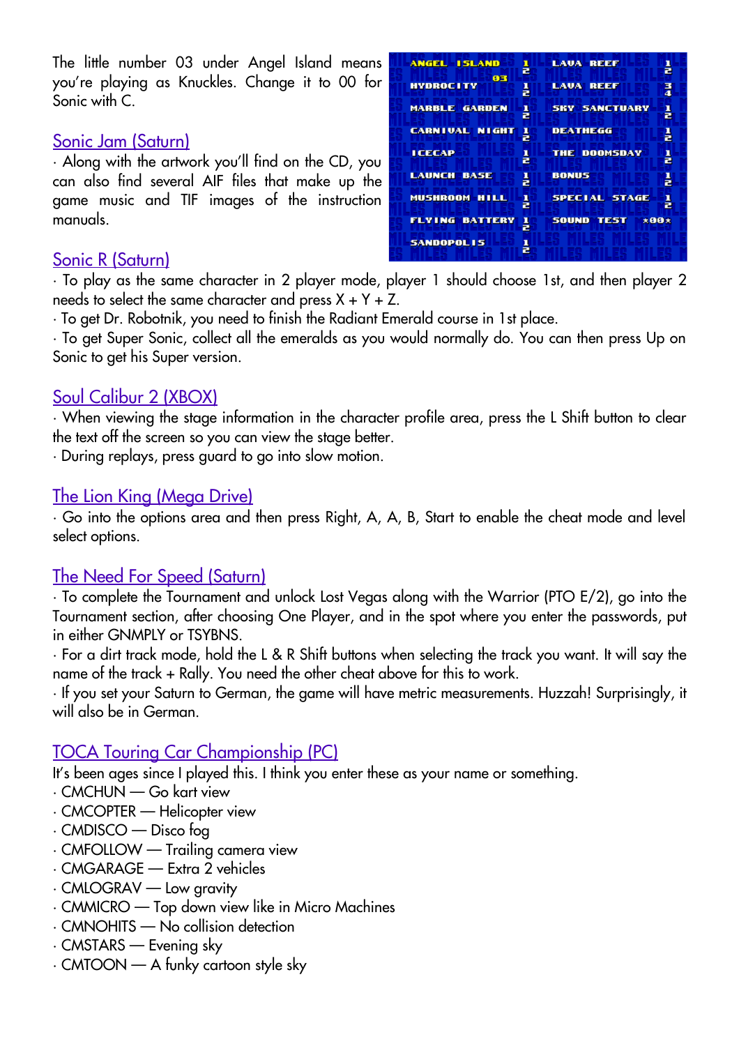The little number 03 under Angel Island means you're playing as Knuckles. Change it to 00 for Sonic with C.

## Sonic Jam (Saturn)

· Along with the artwork you'll find on the CD, you can also find several AIF files that make up the game music and TIF images of the instruction manuals.

## Sonic R (Saturn)

· To play as the same character in 2 player mode, player 1 should choose 1st, and then player 2 needs to select the same character and press X + Y + Z.
· To get Dr. Robotnik, you need to finish the Radiant Emerald course in 1st place.
· To get Super Sonic, collect all the emeralds as you would normally do. You can then press Up on Sonic to get his Super version.

## Soul Calibur 2 (XBOX)

· When viewing the stage information in the character profile area, press the L Shift button to clear the text off the screen so you can view the stage better.
· During replays, press guard to go into slow motion.

## The Lion King (Mega Drive)

· Go into the options area and then press Right, A, A, B, Start to enable the cheat mode and level select options.

## The Need For Speed (Saturn)

· To complete the Tournament and unlock Lost Vegas along with the Warrior (PTO E/2), go into the Tournament section, after choosing One Player, and in the spot where you enter the passwords, put in either GNMPLY or TSYBNS.
· For a dirt track mode, hold the L & R Shift buttons when selecting the track you want. It will say the name of the track + Rally. You need the other cheat above for this to work.
· If you set your Saturn to German, the game will have metric measurements. Huzzah! Surprisingly, it will also be in German.

## TOCA Touring Car Championship (PC)

It's been ages since I played this. I think you enter these as your name or something.

· CMCHUN — Go kart view
· CMCOPTER — Helicopter view
· CMDISCO — Disco fog
· CMFOLLOW — Trailing camera view
· CMGARAGE — Extra 2 vehicles
· CMLOGRAV — Low gravity
· CMMICRO — Top down view like in Micro Machines
· CMNOHITS — No collision detection
· CMSTARS — Evening sky
· CMTOON — A funky cartoon style sky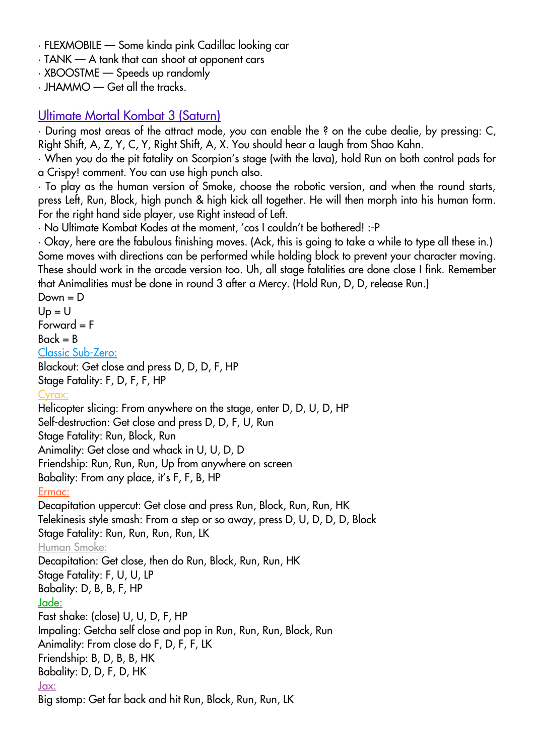· FLEXMOBILE — Some kinda pink Cadillac looking car
· TANK — A tank that can shoot at opponent cars
· XBOOSTME — Speeds up randomly
· JHAMMO — Get all the tracks.

## Ultimate Mortal Kombat 3 (Saturn)

· During most areas of the attract mode, you can enable the ? on the cube dealie, by pressing: C, Right Shift, A, Z, Y, C, Y, Right Shift, A, X. You should hear a laugh from Shao Kahn.
· When you do the pit fatality on Scorpion's stage (with the lava), hold Run on both control pads for a Crispy! comment. You can use high punch also.
· To play as the human version of Smoke, choose the robotic version, and when the round starts, press Left, Run, Block, high punch & high kick all together. He will then morph into his human form. For the right hand side player, use Right instead of Left.
· No Ultimate Kombat Kodes at the moment, 'cos I couldn't be bothered! :-P
· Okay, here are the fabulous finishing moves. (Ack, this is going to take a while to type all these in.) Some moves with directions can be performed while holding block to prevent your character moving. These should work in the arcade version too. Uh, all stage fatalities are done close I fink. Remember that Animalities must be done in round 3 after a Mercy. (Hold Run, D, D, release Run.)
Down = D
Up = U
Forward = F
Back = B

Classic Sub-Zero:
Blackout: Get close and press D, D, D, F, HP
Stage Fatality: F, D, F, F, HP

Cyrax:
Helicopter slicing: From anywhere on the stage, enter D, D, U, D, HP
Self-destruction: Get close and press D, D, F, U, Run
Stage Fatality: Run, Block, Run
Animality: Get close and whack in U, U, D, D
Friendship: Run, Run, Run, Up from anywhere on screen
Babality: From any place, it's F, F, B, HP

Ermac:
Decapitation uppercut: Get close and press Run, Block, Run, Run, HK
Telekinesis style smash: From a step or so away, press D, U, D, D, D, Block
Stage Fatality: Run, Run, Run, Run, LK

Human Smoke:
Decapitation: Get close, then do Run, Block, Run, Run, HK
Stage Fatality: F, U, U, LP
Babality: D, B, B, F, HP

Jade:
Fast shake: (close) U, U, D, F, HP
Impaling: Getcha self close and pop in Run, Run, Run, Block, Run
Animality: From close do F, D, F, F, LK
Friendship: B, D, B, B, HK
Babality: D, D, F, D, HK

Jax:
Big stomp: Get far back and hit Run, Block, Run, Run, LK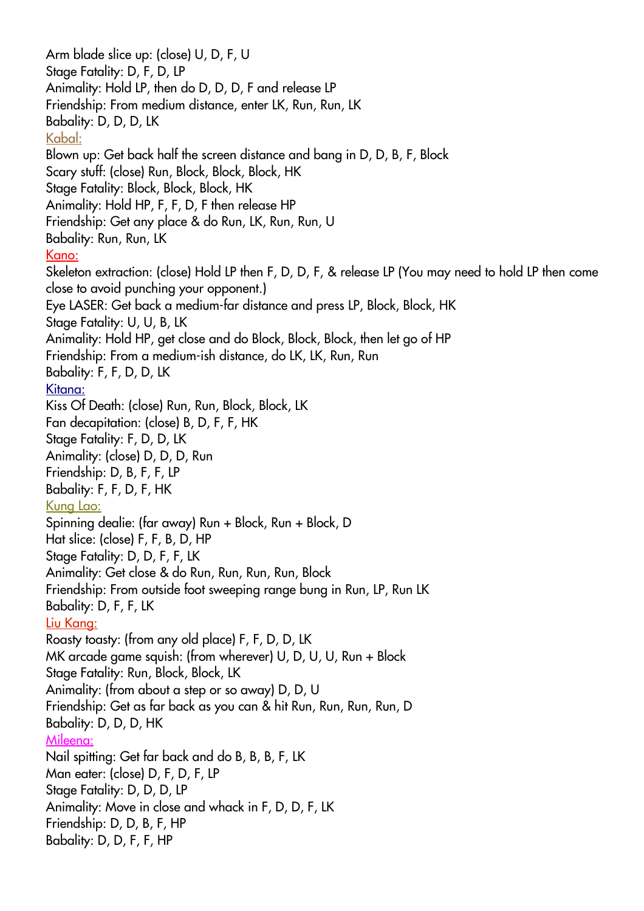Arm blade slice up: (close) U, D, F, U
Stage Fatality: D, F, D, LP
Animality: Hold LP, then do D, D, D, F and release LP
Friendship: From medium distance, enter LK, Run, Run, LK
Babality: D, D, D, LK

Kabal:

Blown up: Get back half the screen distance and bang in D, D, B, F, Block
Scary stuff: (close) Run, Block, Block, Block, HK
Stage Fatality: Block, Block, Block, HK
Animality: Hold HP, F, F, D, F then release HP
Friendship: Get any place & do Run, LK, Run, Run, U
Babality: Run, Run, LK

Kano:

Skeleton extraction: (close) Hold LP then F, D, D, F, & release LP (You may need to hold LP then come close to avoid punching your opponent.)
Eye LASER: Get back a medium-far distance and press LP, Block, Block, HK
Stage Fatality: U, U, B, LK
Animality: Hold HP, get close and do Block, Block, Block, then let go of HP
Friendship: From a medium-ish distance, do LK, LK, Run, Run
Babality: F, F, D, D, LK

Kitana:

Kiss Of Death: (close) Run, Run, Block, Block, LK
Fan decapitation: (close) B, D, F, F, HK
Stage Fatality: F, D, D, LK
Animality: (close) D, D, D, Run
Friendship: D, B, F, F, LP
Babality: F, F, D, F, HK

Kung Lao:

Spinning dealie: (far away) Run + Block, Run + Block, D
Hat slice: (close) F, F, B, D, HP
Stage Fatality: D, D, F, F, LK
Animality: Get close & do Run, Run, Run, Run, Block
Friendship: From outside foot sweeping range bung in Run, LP, Run LK
Babality: D, F, F, LK

Liu Kang:

Roasty toasty: (from any old place) F, F, D, D, LK
MK arcade game squish: (from wherever) U, D, U, U, Run + Block
Stage Fatality: Run, Block, Block, LK
Animality: (from about a step or so away) D, D, U
Friendship: Get as far back as you can & hit Run, Run, Run, Run, D
Babality: D, D, D, HK

Mileena:

Nail spitting: Get far back and do B, B, B, F, LK
Man eater: (close) D, F, D, F, LP
Stage Fatality: D, D, D, LP
Animality: Move in close and whack in F, D, D, F, LK
Friendship: D, D, B, F, HP
Babality: D, D, F, F, HP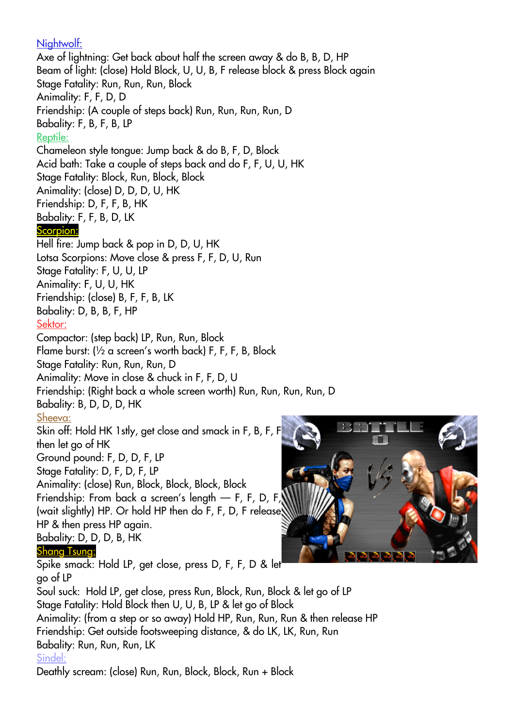Nightwolf:

Axe of lightning: Get back about half the screen away & do B, B, D, HP
Beam of light: (close) Hold Block, U, U, B, F release block & press Block again
Stage Fatality: Run, Run, Run, Block
Animality: F, F, D, D
Friendship: (A couple of steps back) Run, Run, Run, Run, D
Babality: F, B, F, B, LP

Reptile:

Chameleon style tongue: Jump back & do B, F, D, Block
Acid bath: Take a couple of steps back and do F, F, U, U, HK
Stage Fatality: Block, Run, Block, Block
Animality: (close) D, D, D, U, HK
Friendship: D, F, F, B, HK
Babality: F, F, B, D, LK

Scorpion:

Hell fire: Jump back & pop in D, D, U, HK
Lotsa Scorpions: Move close & press F, F, D, U, Run
Stage Fatality: F, U, U, LP
Animality: F, U, U, HK
Friendship: (close) B, F, F, B, LK
Babality: D, B, B, F, HP

Sektor:

Compactor: (step back) LP, Run, Run, Block
Flame burst: (½ a screen's worth back) F, F, F, B, Block
Stage Fatality: Run, Run, Run, D
Animality: Move in close & chuck in F, F, D, U
Friendship: (Right back a whole screen worth) Run, Run, Run, Run, D
Babality: B, D, D, D, HK

Sheeva:

Skin off: Hold HK 1stly, get close and smack in F, B, F, F then let go of HK
Ground pound: F, D, D, F, LP
Stage Fatality: D, F, D, F, LP
Animality: (close) Run, Block, Block, Block, Block
Friendship: From back a screen's length — F, F, D, F, (wait slightly) HP. Or hold HP then do F, F, D, F release HP & then press HP again.
Babality: D, D, D, B, HK

Shang Tsung:

Spike smack: Hold LP, get close, press D, F, F, D & let go of LP
Soul suck: Hold LP, get close, press Run, Block, Run, Block & let go of LP
Stage Fatality: Hold Block then U, U, B, LP & let go of Block
Animality: (from a step or so away) Hold HP, Run, Run, Run & then release HP
Friendship: Get outside footsweeping distance, & do LK, LK, Run, Run
Babality: Run, Run, Run, LK

Sindel:

Deathly scream: (close) Run, Run, Block, Block, Run + Block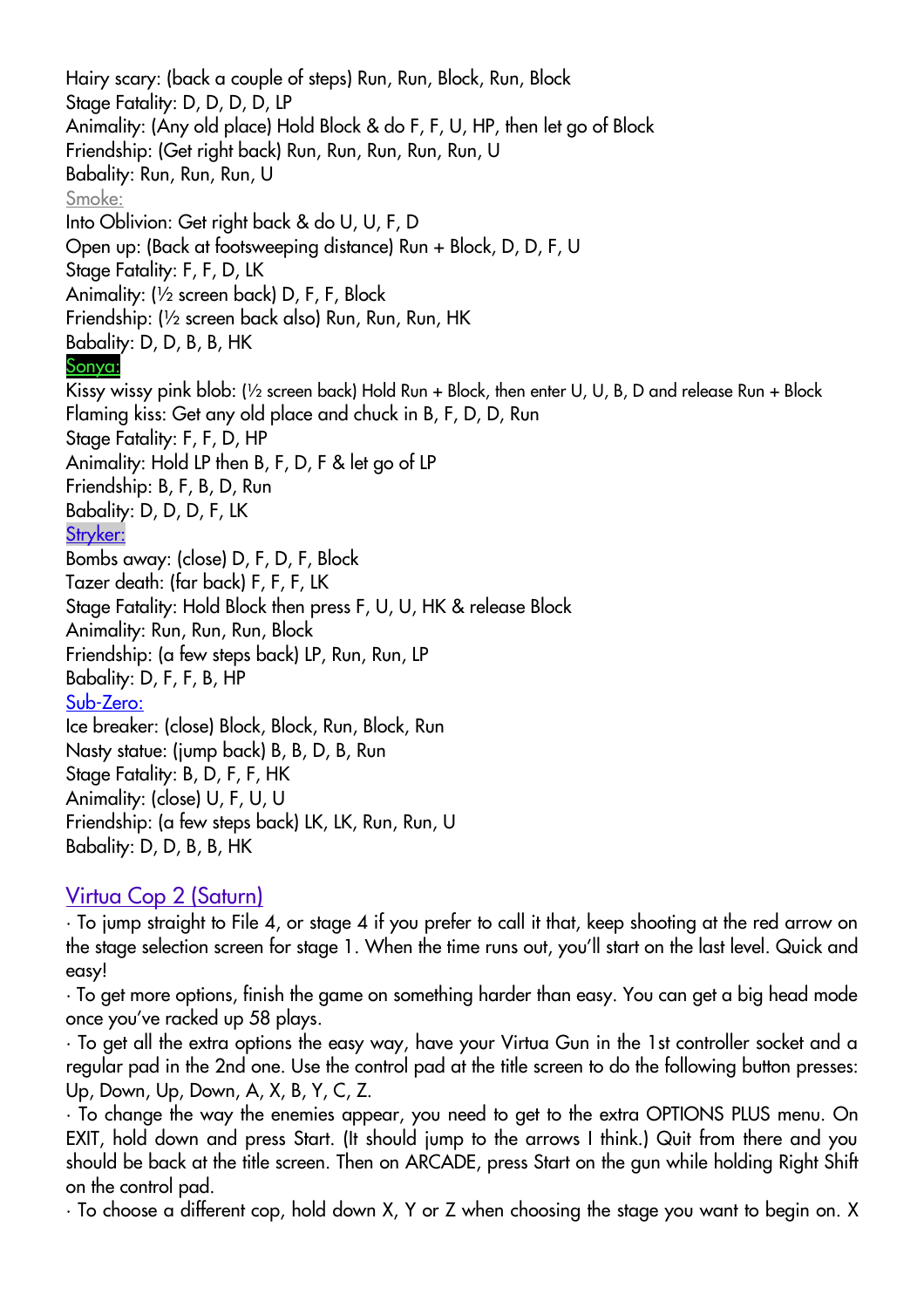Hairy scary: (back a couple of steps) Run, Run, Block, Run, Block
Stage Fatality: D, D, D, D, LP
Animality: (Any old place) Hold Block & do F, F, U, HP, then let go of Block
Friendship: (Get right back) Run, Run, Run, Run, Run, U
Babality: Run, Run, Run, U

Smoke:

Into Oblivion: Get right back & do U, U, F, D
Open up: (Back at footsweeping distance) Run + Block, D, D, F, U
Stage Fatality: F, F, D, LK
Animality: (½ screen back) D, F, F, Block
Friendship: (½ screen back also) Run, Run, Run, HK
Babality: D, D, B, B, HK

Sonya:

Kissy wissy pink blob: (½ screen back) Hold Run + Block, then enter U, U, B, D and release Run + Block
Flaming kiss: Get any old place and chuck in B, F, D, D, Run
Stage Fatality: F, F, D, HP
Animality: Hold LP then B, F, D, F & let go of LP
Friendship: B, F, B, D, Run
Babality: D, D, D, F, LK

Stryker:

Bombs away: (close) D, F, D, F, Block
Tazer death: (far back) F, F, F, LK
Stage Fatality: Hold Block then press F, U, U, HK & release Block
Animality: Run, Run, Run, Block
Friendship: (a few steps back) LP, Run, Run, LP
Babality: D, F, F, B, HP

Sub-Zero:

Ice breaker: (close) Block, Block, Run, Block, Run
Nasty statue: (jump back) B, B, D, B, Run
Stage Fatality: B, D, F, F, HK
Animality: (close) U, F, U, U
Friendship: (a few steps back) LK, LK, Run, Run, U
Babality: D, D, B, B, HK

## Virtua Cop 2 (Saturn)

· To jump straight to File 4, or stage 4 if you prefer to call it that, keep shooting at the red arrow on the stage selection screen for stage 1. When the time runs out, you'll start on the last level. Quick and easy!

· To get more options, finish the game on something harder than easy. You can get a big head mode once you've racked up 58 plays.

· To get all the extra options the easy way, have your Virtua Gun in the 1st controller socket and a regular pad in the 2nd one. Use the control pad at the title screen to do the following button presses: Up, Down, Up, Down, A, X, B, Y, C, Z.

· To change the way the enemies appear, you need to get to the extra OPTIONS PLUS menu. On EXIT, hold down and press Start. (It should jump to the arrows I think.) Quit from there and you should be back at the title screen. Then on ARCADE, press Start on the gun while holding Right Shift on the control pad.

· To choose a different cop, hold down X, Y or Z when choosing the stage you want to begin on. X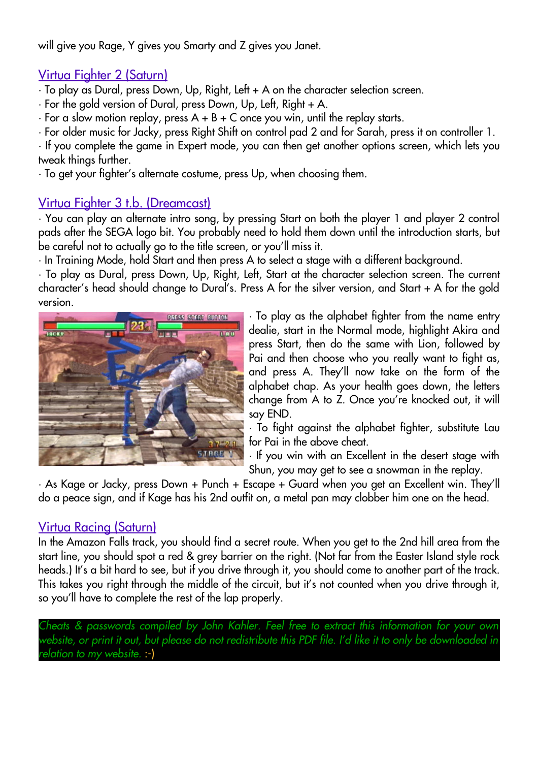will give you Rage, Y gives you Smarty and Z gives you Janet.

## Virtua Fighter 2 (Saturn)

· To play as Dural, press Down, Up, Right, Left + A on the character selection screen.
· For the gold version of Dural, press Down, Up, Left, Right + A.
· For a slow motion replay, press A + B + C once you win, until the replay starts.
· For older music for Jacky, press Right Shift on control pad 2 and for Sarah, press it on controller 1.
· If you complete the game in Expert mode, you can then get another options screen, which lets you tweak things further.
· To get your fighter's alternate costume, press Up, when choosing them.

## Virtua Fighter 3 t.b. (Dreamcast)

· You can play an alternate intro song, by pressing Start on both the player 1 and player 2 control pads after the SEGA logo bit. You probably need to hold them down until the introduction starts, but be careful not to actually go to the title screen, or you'll miss it.
· In Training Mode, hold Start and then press A to select a stage with a different background.
· To play as Dural, press Down, Up, Right, Left, Start at the character selection screen. The current character's head should change to Dural's. Press A for the silver version, and Start + A for the gold version.
· To play as the alphabet fighter from the name entry dealie, start in the Normal mode, highlight Akira and press Start, then do the same with Lion, followed by Pai and then choose who you really want to fight as, and press A. They'll now take on the form of the alphabet chap. As your health goes down, the letters change from A to Z. Once you're knocked out, it will say END.
· To fight against the alphabet fighter, substitute Lau for Pai in the above cheat.
· If you win with an Excellent in the desert stage with Shun, you may get to see a snowman in the replay.
· As Kage or Jacky, press Down + Punch + Escape + Guard when you get an Excellent win. They'll do a peace sign, and if Kage has his 2nd outfit on, a metal pan may clobber him one on the head.

## Virtua Racing (Saturn)

In the Amazon Falls track, you should find a secret route. When you get to the 2nd hill area from the start line, you should spot a red & grey barrier on the right. (Not far from the Easter Island style rock heads.) It's a bit hard to see, but if you drive through it, you should come to another part of the track. This takes you right through the middle of the circuit, but it's not counted when you drive through it, so you'll have to complete the rest of the lap properly.

*Cheats & passwords compiled by John Kahler. Feel free to extract this information for your own website, or print it out, but please do not redistribute this PDF file. I'd like it to only be downloaded in relation to my website.* :-)